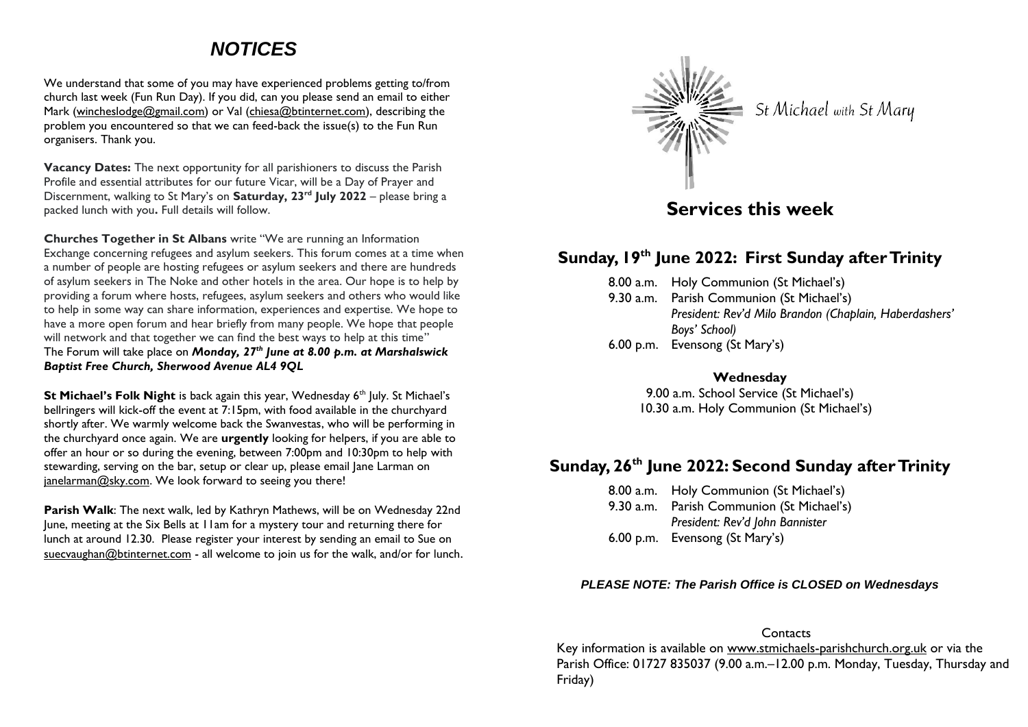# NOTICES

We understand that some of you may have experienced problems getting to/from church last week (Fun Run Day). If you did, can you please send an email to either Mark (wincheslodge@gmail.com) or Val (chiesa@btinternet.com), describing the problem you encountered so that we can feed-back the issue(s) to the Fun Run organisers. Thank you.

**Vacancy Dates:** The next opportunity for all parishioners to discuss the Parish Profile and essential attributes for our future Vicar, will be a Day of Prayer and Discernment, walking to St Mary's on **Saturday, 23rd July 2022** – please bring a packed lunch with you**.** Full details will follow.

**Churches Together in St Albans** write "We are running an Information Exchange concerning refugees and asylum seekers. This forum comes at a time when a number of people are hosting refugees or asylum seekers and there are hundreds of asylum seekers in The Noke and other hotels in the area. Our hope is to help by providing a forum where hosts, refugees, asylum seekers and others who would like to help in some way can share information, experiences and expertise. We hope to have a more open forum and hear briefly from many people. We hope that people will network and that together we can find the best ways to help at this time"
The Forum will take place on ***Monday, 27th June at 8.00 p.m. at Marshalswick Baptist Free Church, Sherwood Avenue AL4 9QL***

**St Michael's Folk Night** is back again this year, Wednesday 6th July. St Michael's bellringers will kick-off the event at 7:15pm, with food available in the churchyard shortly after. We warmly welcome back the Swanvestas, who will be performing in the churchyard once again. We are **urgently** looking for helpers, if you are able to offer an hour or so during the evening, between 7:00pm and 10:30pm to help with stewarding, serving on the bar, setup or clear up, please email Jane Larman on janelarman@sky.com. We look forward to seeing you there!

**Parish Walk**: The next walk, led by Kathryn Mathews, will be on Wednesday 22nd June, meeting at the Six Bells at 11am for a mystery tour and returning there for lunch at around 12.30. Please register your interest by sending an email to Sue on suecvaughan@btinternet.com - all welcome to join us for the walk, and/or for lunch.

St Michael *with* St Mary

# Services this week

## Sunday, 19th June 2022: First Sunday after Trinity

8.00 a.m. Holy Communion (St Michael's)
9.30 a.m. Parish Communion (St Michael's)
*President: Rev'd Milo Brandon (Chaplain, Haberdashers' Boys' School)*
6.00 p.m. Evensong (St Mary's)

**Wednesday**

9.00 a.m. School Service (St Michael's)
10.30 a.m. Holy Communion (St Michael's)

## Sunday, 26th June 2022: Second Sunday after Trinity

8.00 a.m. Holy Communion (St Michael's)
9.30 a.m. Parish Communion (St Michael's)
*President: Rev'd John Bannister*
6.00 p.m. Evensong (St Mary's)

***PLEASE NOTE: The Parish Office is CLOSED on Wednesdays***

Contacts

Key information is available on www.stmichaels-parishchurch.org.uk or via the Parish Office: 01727 835037 (9.00 a.m.–12.00 p.m. Monday, Tuesday, Thursday and Friday)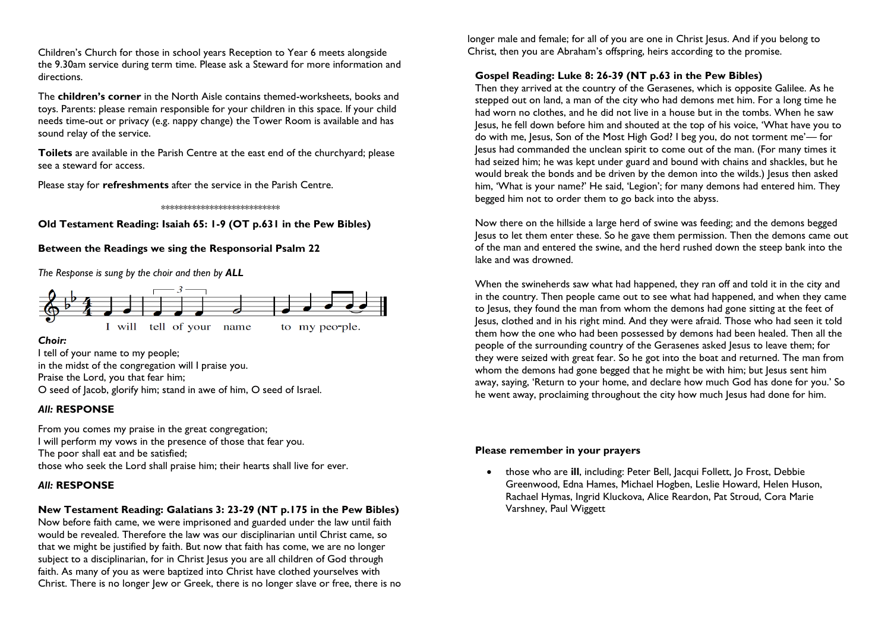Children's Church for those in school years Reception to Year 6 meets alongside the 9.30am service during term time. Please ask a Steward for more information and directions.

The **children's corner** in the North Aisle contains themed-worksheets, books and toys. Parents: please remain responsible for your children in this space. If your child needs time-out or privacy (e.g. nappy change) the Tower Room is available and has sound relay of the service.

**Toilets** are available in the Parish Centre at the east end of the churchyard; please see a steward for access.

Please stay for **refreshments** after the service in the Parish Centre.

\*\*\*\*\*\*\*\*\*\*\*\*\*\*\*\*\*\*\*\*\*\*\*\*\*\*\*\*

**Old Testament Reading: Isaiah 65: 1-9 (OT p.631 in the Pew Bibles)**

**Between the Readings we sing the Responsorial Psalm 22**

*The Response is sung by the choir and then by **ALL***

I will tell of your name to my peo-ple.

***Choir:***

I tell of your name to my people;
in the midst of the congregation will I praise you.
Praise the Lord, you that fear him;
O seed of Jacob, glorify him; stand in awe of him, O seed of Israel.

***All:* RESPONSE**

From you comes my praise in the great congregation;
I will perform my vows in the presence of those that fear you.
The poor shall eat and be satisfied;
those who seek the Lord shall praise him; their hearts shall live for ever.

***All:* RESPONSE**

**New Testament Reading: Galatians 3: 23-29 (NT p.175 in the Pew Bibles)**

Now before faith came, we were imprisoned and guarded under the law until faith would be revealed. Therefore the law was our disciplinarian until Christ came, so that we might be justified by faith. But now that faith has come, we are no longer subject to a disciplinarian, for in Christ Jesus you are all children of God through faith. As many of you as were baptized into Christ have clothed yourselves with Christ. There is no longer Jew or Greek, there is no longer slave or free, there is no longer male and female; for all of you are one in Christ Jesus. And if you belong to Christ, then you are Abraham's offspring, heirs according to the promise.

**Gospel Reading: Luke 8: 26-39 (NT p.63 in the Pew Bibles)**

Then they arrived at the country of the Gerasenes, which is opposite Galilee. As he stepped out on land, a man of the city who had demons met him. For a long time he had worn no clothes, and he did not live in a house but in the tombs. When he saw Jesus, he fell down before him and shouted at the top of his voice, 'What have you to do with me, Jesus, Son of the Most High God? I beg you, do not torment me'— for Jesus had commanded the unclean spirit to come out of the man. (For many times it had seized him; he was kept under guard and bound with chains and shackles, but he would break the bonds and be driven by the demon into the wilds.) Jesus then asked him, 'What is your name?' He said, 'Legion'; for many demons had entered him. They begged him not to order them to go back into the abyss.

Now there on the hillside a large herd of swine was feeding; and the demons begged Jesus to let them enter these. So he gave them permission. Then the demons came out of the man and entered the swine, and the herd rushed down the steep bank into the lake and was drowned.

When the swineherds saw what had happened, they ran off and told it in the city and in the country. Then people came out to see what had happened, and when they came to Jesus, they found the man from whom the demons had gone sitting at the feet of Jesus, clothed and in his right mind. And they were afraid. Those who had seen it told them how the one who had been possessed by demons had been healed. Then all the people of the surrounding country of the Gerasenes asked Jesus to leave them; for they were seized with great fear. So he got into the boat and returned. The man from whom the demons had gone begged that he might be with him; but Jesus sent him away, saying, 'Return to your home, and declare how much God has done for you.' So he went away, proclaiming throughout the city how much Jesus had done for him.

**Please remember in your prayers**

- those who are **ill**, including: Peter Bell, Jacqui Follett, Jo Frost, Debbie Greenwood, Edna Hames, Michael Hogben, Leslie Howard, Helen Huson, Rachael Hymas, Ingrid Kluckova, Alice Reardon, Pat Stroud, Cora Marie Varshney, Paul Wiggett